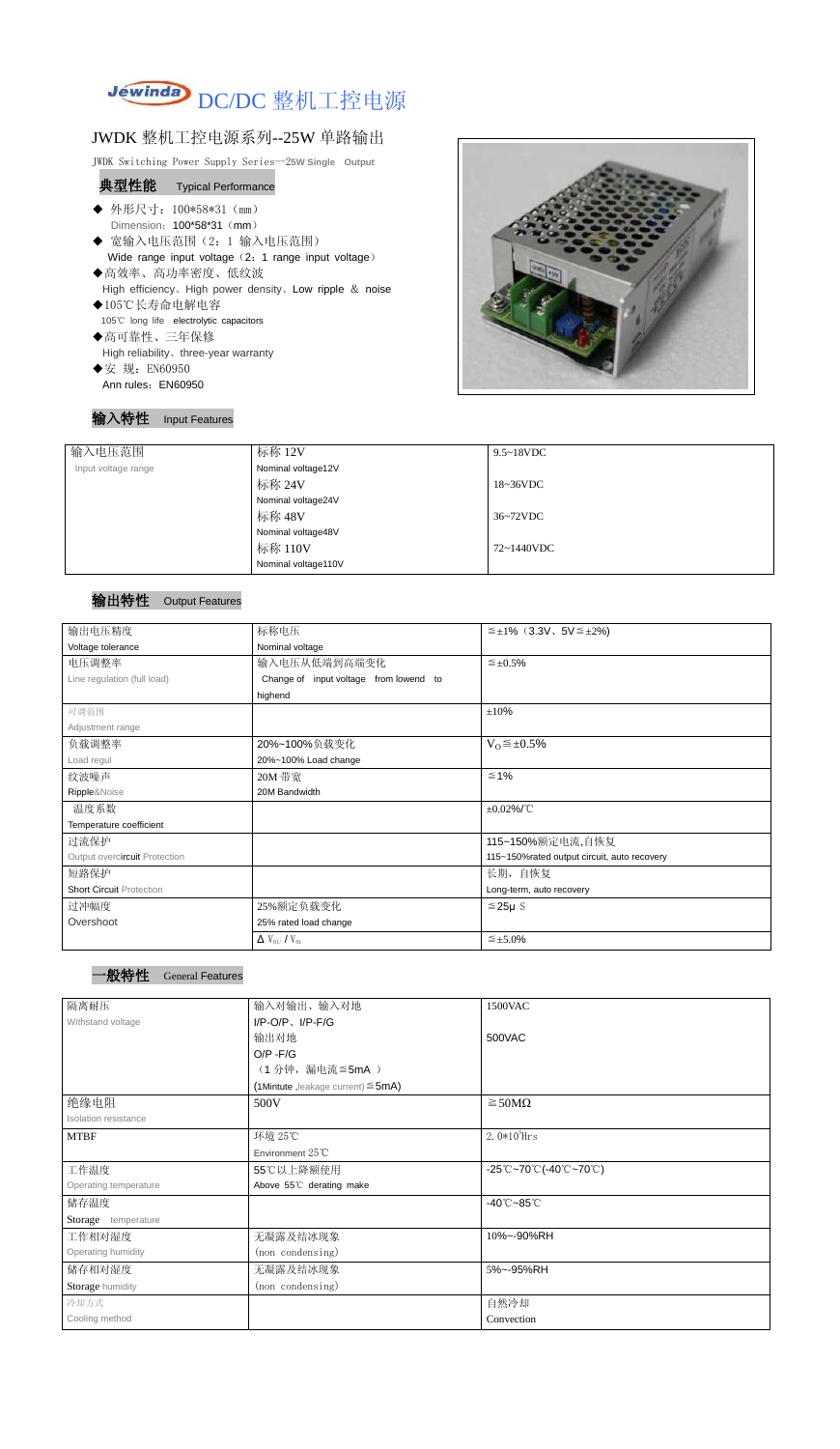# DC/DC 整机工控电源

## JWDK 整机工控电源系列--25W 单路输出

JWDK Switching Power Supply Series—25W Single Output

### 典型性能 Typical Performance

- ◆ 外形尺寸：100*58*31（mm）
  Dimension：100*58*31（mm）
- ◆ 宽输入电压范围（2：1 输入电压范围）
  Wide range input voltage（2：1 range input voltage）
- ◆高效率、高功率密度、低纹波
  High efficiency、High power density、Low ripple ＆ noise
- ◆105℃长寿命电解电容
  105℃ long life electrolytic capacitors
- ◆高可靠性、三年保修
  High reliability、three-year warranty
- ◆安 规：EN60950
  Ann rules：EN60950

### 输入特性 Input Features

| 输入电压范围 Input voltage range | 标称 12V Nominal voltage12V | 9.5~18VDC |
|---|---|---|
| | 标称 24V Nominal voltage24V | 18~36VDC |
| | 标称 48V Nominal voltage48V | 36~72VDC |
| | 标称 110V Nominal voltage110V | 72~1440VDC |

### 输出特性 Output Features

| 输出电压精度 Voltage tolerance | 标称电压 Nominal voltage | ≦±1%（3.3V、5V≦±2%) |
|---|---|---|
| 电压调整率 Line regulation (full load) | 输入电压从低端到高端变化 Change of input voltage from lowend to highend | ≦±0.5% |
| 可调范围 Adjustment range | | ±10% |
| 负载调整率 Load regul | 20%~100%负载变化 20%~100% Load change | $V_O$≦±0.5% |
| 纹波噪声 Ripple&Noise | 20M 带宽 20M Bandwidth | ≦1% |
| 温度系数 Temperature coefficient | | ±0.02%/℃ |
| 过流保护 Output overcircuit Protection | | 115~150%额定电流,自恢复 115~150%rated output circuit, auto recovery |
| 短路保护 Short Circuit Protection | | 长期，自恢复 Long-term, auto recovery |
| 过冲幅度 Overshoot | 25%额定负载变化 25% rated load change | ≦25μS |
| | $\Delta V_{01}/V_{01}$ | ≦±5.0% |

### 一般特性 General Features

| 隔离耐压 Withstand voltage | 输入对输出、输入对地 I/P-O/P、I/P-F/G | 1500VAC |
|---|---|---|
| | 输出对地 O/P -F/G | 500VAC |
| | （1 分钟，漏电流≦5mA ） (1Mintute ,leakage current) ≦5mA) | |
| 绝缘电阻 Isolation resistance | 500V | ≧50MΩ |
| MTBF | 环境 25℃ Environment 25℃ | $2.0*10^5$Hrs |
| 工作温度 Operating temperature | 55℃以上降额使用 Above 55℃ derating make | -25℃~70℃(-40℃~70℃) |
| 储存温度 Storage temperature | | -40℃~85℃ |
| 工作相对湿度 Operating humidity | 无凝露及结冰现象 (non condensing) | 10%~-90%RH |
| 储存相对湿度 Storage humidity | 无凝露及结冰现象 (non condensing) | 5%~-95%RH |
| 冷却方式 Cooling method | | 自然冷却 Convection |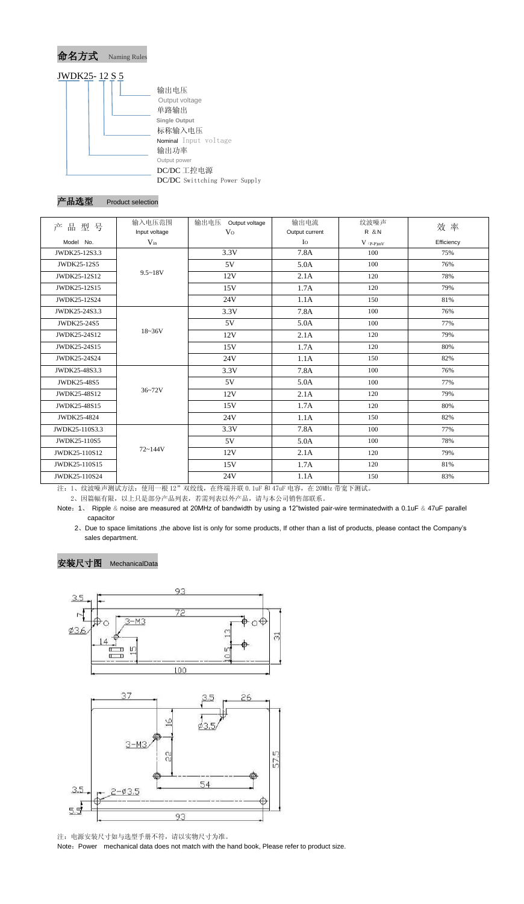## 命名方式 Naming Rules

JWDK25- 12 S 5

- 输出电压 Output voltage
- 单路输出 Single Output
- 标称输入电压 Nominal Input voltage
- 输出功率 Output power
- DC/DC 工控电源 DC/DC Swittching Power Supply

## 产品选型 Product selection

| 产品型号 Model No. | 输入电压范围 Input voltage $V_{in}$ | 输出电压 Output voltage $V_O$ | 输出电流 Output current $I_O$ | 纹波噪声 R &N $V_{(P-P)mV}$ | 效率 Efficiency |
|---|---|---|---|---|---|
| JWDK25-12S3.3 | 9.5~18V | 3.3V | 7.8A | 100 | 75% |
| JWDK25-12S5 | | 5V | 5.0A | 100 | 76% |
| JWDK25-12S12 | | 12V | 2.1A | 120 | 78% |
| JWDK25-12S15 | | 15V | 1.7A | 120 | 79% |
| JWDK25-12S24 | | 24V | 1.1A | 150 | 81% |
| JWDK25-24S3.3 | 18~36V | 3.3V | 7.8A | 100 | 76% |
| JWDK25-24S5 | | 5V | 5.0A | 100 | 77% |
| JWDK25-24S12 | | 12V | 2.1A | 120 | 79% |
| JWDK25-24S15 | | 15V | 1.7A | 120 | 80% |
| JWDK25-24S24 | | 24V | 1.1A | 150 | 82% |
| JWDK25-48S3.3 | 36~72V | 3.3V | 7.8A | 100 | 76% |
| JWDK25-48S5 | | 5V | 5.0A | 100 | 77% |
| JWDK25-48S12 | | 12V | 2.1A | 120 | 79% |
| JWDK25-48S15 | | 15V | 1.7A | 120 | 80% |
| JWDK25-4824 | | 24V | 1.1A | 150 | 82% |
| JWDK25-110S3.3 | 72~144V | 3.3V | 7.8A | 100 | 77% |
| JWDK25-110S5 | | 5V | 5.0A | 100 | 78% |
| JWDK25-110S12 | | 12V | 2.1A | 120 | 79% |
| JWDK25-110S15 | | 15V | 1.7A | 120 | 81% |
| JWDK25-110S24 | | 24V | 1.1A | 150 | 83% |

注：1、纹波噪声测试方法：使用一根 12”双绞线，在终端并联 0.1uF 和 47uF 电容，在 20MHz 带宽下测试。
2、因篇幅有限，以上只是部分产品列表，若需列表以外产品，请与本公司销售部联系。

Note：1、 Ripple & noise are measured at 20MHz of bandwidth by using a 12"twisted pair-wire terminatedwith a 0.1uF & 47uF parallel capacitor

2、Due to space limitations ,the above list is only for some products, If other than a list of products, please contact the Company's sales department.

## 安装尺寸图 MechanicalData

93
3.5
72
7
3-M3
Ø3.6
14
13
15
10.5
31
100

37
3.5
26
16
Ø3.5
3-M3
22
57.5
54
3.5
2-Ø3.5
5.5
93

注：电源安装尺寸如与选型手册不符，请以实物尺寸为准。

Note：Power mechanical data does not match with the hand book, Please refer to product size.